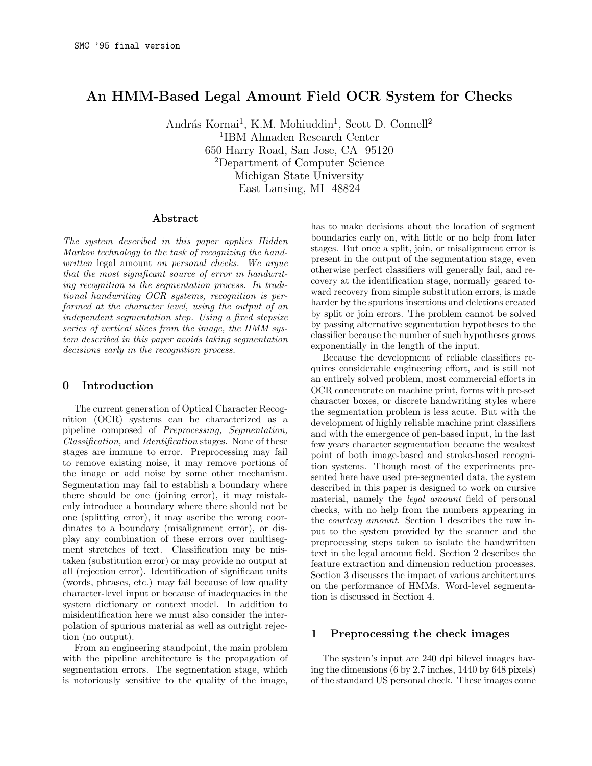SMC '95 final version

# An HMM-Based Legal Amount Field OCR System for Checks

András Kornai[1], K.M. Mohiuddin[1], Scott D. Connell[2]
[1]IBM Almaden Research Center
650 Harry Road, San Jose, CA 95120
[2]Department of Computer Science
Michigan State University
East Lansing, MI 48824

### Abstract

*The system described in this paper applies Hidden Markov technology to the task of recognizing the handwritten* legal amount *on personal checks. We argue that the most significant source of error in handwriting recognition is the segmentation process. In traditional handwriting OCR systems, recognition is performed at the character level, using the output of an independent segmentation step. Using a fixed stepsize series of vertical slices from the image, the HMM system described in this paper avoids taking segmentation decisions early in the recognition process.*

## 0 Introduction

The current generation of Optical Character Recognition (OCR) systems can be characterized as a pipeline composed of *Preprocessing, Segmentation, Classification*, and *Identification* stages. None of these stages are immune to error. Preprocessing may fail to remove existing noise, it may remove portions of the image or add noise by some other mechanism. Segmentation may fail to establish a boundary where there should be one (joining error), it may mistakenly introduce a boundary where there should not be one (splitting error), it may ascribe the wrong coordinates to a boundary (misalignment error), or display any combination of these errors over multisegment stretches of text. Classification may be mistaken (substitution error) or may provide no output at all (rejection error). Identification of significant units (words, phrases, etc.) may fail because of low quality character-level input or because of inadequacies in the system dictionary or context model. In addition to misidentification here we must also consider the interpolation of spurious material as well as outright rejection (no output).

From an engineering standpoint, the main problem with the pipeline architecture is the propagation of segmentation errors. The segmentation stage, which is notoriously sensitive to the quality of the image, has to make decisions about the location of segment boundaries early on, with little or no help from later stages. But once a split, join, or misalignment error is present in the output of the segmentation stage, even otherwise perfect classifiers will generally fail, and recovery at the identification stage, normally geared toward recovery from simple substitution errors, is made harder by the spurious insertions and deletions created by split or join errors. The problem cannot be solved by passing alternative segmentation hypotheses to the classifier because the number of such hypotheses grows exponentially in the length of the input.

Because the development of reliable classifiers requires considerable engineering effort, and is still not an entirely solved problem, most commercial efforts in OCR concentrate on machine print, forms with pre-set character boxes, or discrete handwriting styles where the segmentation problem is less acute. But with the development of highly reliable machine print classifiers and with the emergence of pen-based input, in the last few years character segmentation became the weakest point of both image-based and stroke-based recognition systems. Though most of the experiments presented here have used pre-segmented data, the system described in this paper is designed to work on cursive material, namely the *legal amount* field of personal checks, with no help from the numbers appearing in the *courtesy amount*. Section 1 describes the raw input to the system provided by the scanner and the preprocessing steps taken to isolate the handwritten text in the legal amount field. Section 2 describes the feature extraction and dimension reduction processes. Section 3 discusses the impact of various architectures on the performance of HMMs. Word-level segmentation is discussed in Section 4.

## 1 Preprocessing the check images

The system's input are 240 dpi bilevel images having the dimensions (6 by 2.7 inches, 1440 by 648 pixels) of the standard US personal check. These images come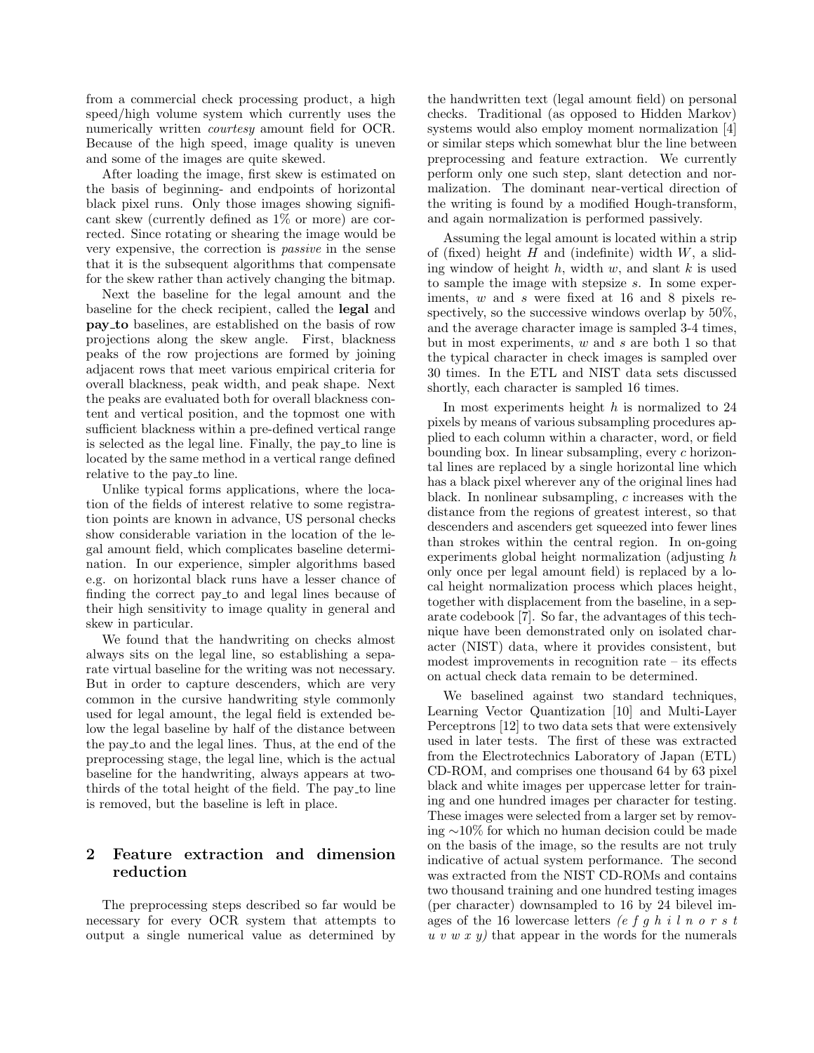from a commercial check processing product, a high speed/high volume system which currently uses the numerically written *courtesy* amount field for OCR. Because of the high speed, image quality is uneven and some of the images are quite skewed.

After loading the image, first skew is estimated on the basis of beginning- and endpoints of horizontal black pixel runs. Only those images showing significant skew (currently defined as 1% or more) are corrected. Since rotating or shearing the image would be very expensive, the correction is *passive* in the sense that it is the subsequent algorithms that compensate for the skew rather than actively changing the bitmap.

Next the baseline for the legal amount and the baseline for the check recipient, called the **legal** and **pay_to** baselines, are established on the basis of row projections along the skew angle. First, blackness peaks of the row projections are formed by joining adjacent rows that meet various empirical criteria for overall blackness, peak width, and peak shape. Next the peaks are evaluated both for overall blackness content and vertical position, and the topmost one with sufficient blackness within a pre-defined vertical range is selected as the legal line. Finally, the pay_to line is located by the same method in a vertical range defined relative to the pay_to line.

Unlike typical forms applications, where the location of the fields of interest relative to some registration points are known in advance, US personal checks show considerable variation in the location of the legal amount field, which complicates baseline determination. In our experience, simpler algorithms based e.g. on horizontal black runs have a lesser chance of finding the correct pay_to and legal lines because of their high sensitivity to image quality in general and skew in particular.

We found that the handwriting on checks almost always sits on the legal line, so establishing a separate virtual baseline for the writing was not necessary. But in order to capture descenders, which are very common in the cursive handwriting style commonly used for legal amount, the legal field is extended below the legal baseline by half of the distance between the pay_to and the legal lines. Thus, at the end of the preprocessing stage, the legal line, which is the actual baseline for the handwriting, always appears at two-thirds of the total height of the field. The pay_to line is removed, but the baseline is left in place.

## 2 Feature extraction and dimension reduction

The preprocessing steps described so far would be necessary for every OCR system that attempts to output a single numerical value as determined by the handwritten text (legal amount field) on personal checks. Traditional (as opposed to Hidden Markov) systems would also employ moment normalization [4] or similar steps which somewhat blur the line between preprocessing and feature extraction. We currently perform only one such step, slant detection and normalization. The dominant near-vertical direction of the writing is found by a modified Hough-transform, and again normalization is performed passively.

Assuming the legal amount is located within a strip of (fixed) height $H$ and (indefinite) width $W$, a sliding window of height $h$, width $w$, and slant $k$ is used to sample the image with stepsize $s$. In some experiments, $w$ and $s$ were fixed at 16 and 8 pixels respectively, so the successive windows overlap by 50%, and the average character image is sampled 3-4 times, but in most experiments, $w$ and $s$ are both 1 so that the typical character in check images is sampled over 30 times. In the ETL and NIST data sets discussed shortly, each character is sampled 16 times.

In most experiments height $h$ is normalized to 24 pixels by means of various subsampling procedures applied to each column within a character, word, or field bounding box. In linear subsampling, every $c$ horizontal lines are replaced by a single horizontal line which has a black pixel wherever any of the original lines had black. In nonlinear subsampling, $c$ increases with the distance from the regions of greatest interest, so that descenders and ascenders get squeezed into fewer lines than strokes within the central region. In on-going experiments global height normalization (adjusting $h$ only once per legal amount field) is replaced by a local height normalization process which places height, together with displacement from the baseline, in a separate codebook [7]. So far, the advantages of this technique have been demonstrated only on isolated character (NIST) data, where it provides consistent, but modest improvements in recognition rate – its effects on actual check data remain to be determined.

We baselined against two standard techniques, Learning Vector Quantization [10] and Multi-Layer Perceptrons [12] to two data sets that were extensively used in later tests. The first of these was extracted from the Electrotechnics Laboratory of Japan (ETL) CD-ROM, and comprises one thousand 64 by 63 pixel black and white images per uppercase letter for training and one hundred images per character for testing. These images were selected from a larger set by removing ~10% for which no human decision could be made on the basis of the image, so the results are not truly indicative of actual system performance. The second was extracted from the NIST CD-ROMs and contains two thousand training and one hundred testing images (per character) downsampled to 16 by 24 bilevel images of the 16 lowercase letters *(e f g h i l n o r s t u v w x y)* that appear in the words for the numerals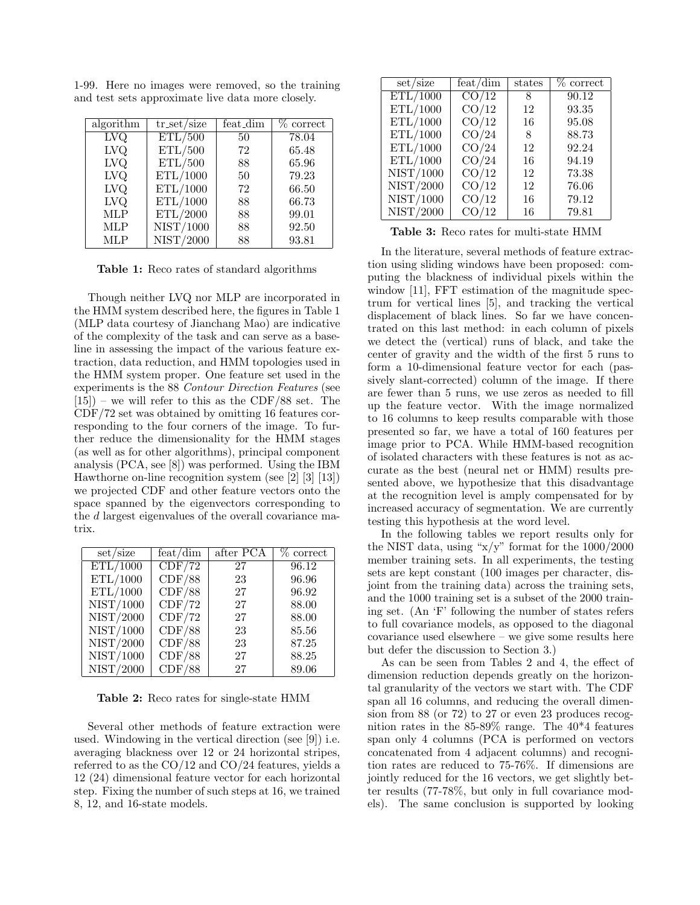1-99. Here no images were removed, so the training and test sets approximate live data more closely.

| algorithm | tr_set/size | feat_dim | % correct |
|---|---|---|---|
| LVQ | ETL/500 | 50 | 78.04 |
| LVQ | ETL/500 | 72 | 65.48 |
| LVQ | ETL/500 | 88 | 65.96 |
| LVQ | ETL/1000 | 50 | 79.23 |
| LVQ | ETL/1000 | 72 | 66.50 |
| LVQ | ETL/1000 | 88 | 66.73 |
| MLP | ETL/2000 | 88 | 99.01 |
| MLP | NIST/1000 | 88 | 92.50 |
| MLP | NIST/2000 | 88 | 93.81 |

**Table 1:** Reco rates of standard algorithms

Though neither LVQ nor MLP are incorporated in the HMM system described here, the figures in Table 1 (MLP data courtesy of Jianchang Mao) are indicative of the complexity of the task and can serve as a baseline in assessing the impact of the various feature extraction, data reduction, and HMM topologies used in the HMM system proper. One feature set used in the experiments is the 88 *Contour Direction Features* (see [15]) – we will refer to this as the CDF/88 set. The CDF/72 set was obtained by omitting 16 features corresponding to the four corners of the image. To further reduce the dimensionality for the HMM stages (as well as for other algorithms), principal component analysis (PCA, see [8]) was performed. Using the IBM Hawthorne on-line recognition system (see [2] [3] [13]) we projected CDF and other feature vectors onto the space spanned by the eigenvectors corresponding to the $d$ largest eigenvalues of the overall covariance matrix.

| set/size | feat/dim | after PCA | % correct |
|---|---|---|---|
| ETL/1000 | CDF/72 | 27 | 96.12 |
| ETL/1000 | CDF/88 | 23 | 96.96 |
| ETL/1000 | CDF/88 | 27 | 96.92 |
| NIST/1000 | CDF/72 | 27 | 88.00 |
| NIST/2000 | CDF/72 | 27 | 88.00 |
| NIST/1000 | CDF/88 | 23 | 85.56 |
| NIST/2000 | CDF/88 | 23 | 87.25 |
| NIST/1000 | CDF/88 | 27 | 88.25 |
| NIST/2000 | CDF/88 | 27 | 89.06 |

**Table 2:** Reco rates for single-state HMM

Several other methods of feature extraction were used. Windowing in the vertical direction (see [9]) i.e. averaging blackness over 12 or 24 horizontal stripes, referred to as the CO/12 and CO/24 features, yields a 12 (24) dimensional feature vector for each horizontal step. Fixing the number of such steps at 16, we trained 8, 12, and 16-state models.

| set/size | feat/dim | states | % correct |
|---|---|---|---|
| ETL/1000 | CO/12 | 8 | 90.12 |
| ETL/1000 | CO/12 | 12 | 93.35 |
| ETL/1000 | CO/12 | 16 | 95.08 |
| ETL/1000 | CO/24 | 8 | 88.73 |
| ETL/1000 | CO/24 | 12 | 92.24 |
| ETL/1000 | CO/24 | 16 | 94.19 |
| NIST/1000 | CO/12 | 12 | 73.38 |
| NIST/2000 | CO/12 | 12 | 76.06 |
| NIST/1000 | CO/12 | 16 | 79.12 |
| NIST/2000 | CO/12 | 16 | 79.81 |

**Table 3:** Reco rates for multi-state HMM

In the literature, several methods of feature extraction using sliding windows have been proposed: computing the blackness of individual pixels within the window [11], FFT estimation of the magnitude spectrum for vertical lines [5], and tracking the vertical displacement of black lines. So far we have concentrated on this last method: in each column of pixels we detect the (vertical) runs of black, and take the center of gravity and the width of the first 5 runs to form a 10-dimensional feature vector for each (passively slant-corrected) column of the image. If there are fewer than 5 runs, we use zeros as needed to fill up the feature vector. With the image normalized to 16 columns to keep results comparable with those presented so far, we have a total of 160 features per image prior to PCA. While HMM-based recognition of isolated characters with these features is not as accurate as the best (neural net or HMM) results presented above, we hypothesize that this disadvantage at the recognition level is amply compensated for by increased accuracy of segmentation. We are currently testing this hypothesis at the word level.

In the following tables we report results only for the NIST data, using "x/y" format for the 1000/2000 member training sets. In all experiments, the testing sets are kept constant (100 images per character, disjoint from the training data) across the training sets, and the 1000 training set is a subset of the 2000 training set. (An 'F' following the number of states refers to full covariance models, as opposed to the diagonal covariance used elsewhere – we give some results here but defer the discussion to Section 3.)

As can be seen from Tables 2 and 4, the effect of dimension reduction depends greatly on the horizontal granularity of the vectors we start with. The CDF span all 16 columns, and reducing the overall dimension from 88 (or 72) to 27 or even 23 produces recognition rates in the 85-89% range. The 40*4 features span only 4 columns (PCA is performed on vectors concatenated from 4 adjacent columns) and recognition rates are reduced to 75-76%. If dimensions are jointly reduced for the 16 vectors, we get slightly better results (77-78%, but only in full covariance models). The same conclusion is supported by looking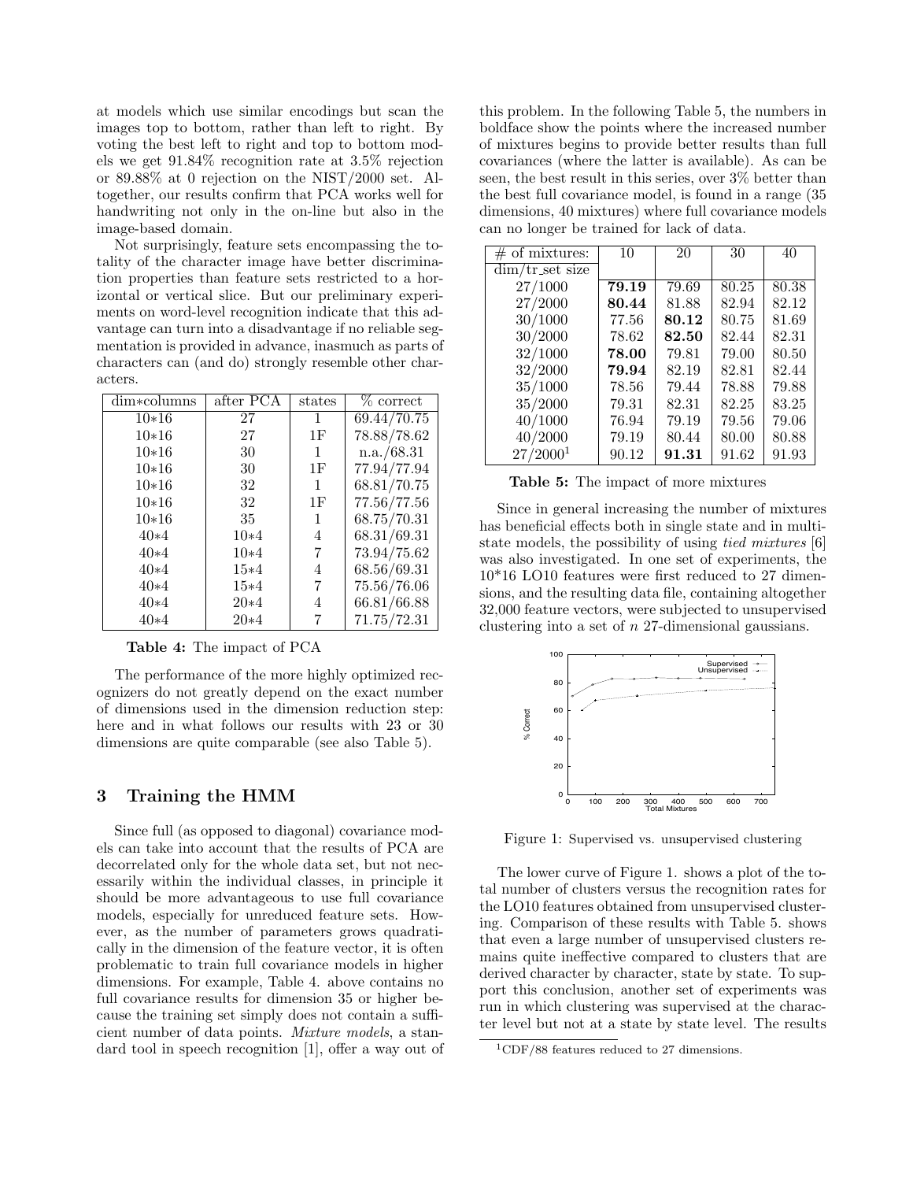at models which use similar encodings but scan the images top to bottom, rather than left to right. By voting the best left to right and top to bottom models we get 91.84% recognition rate at 3.5% rejection or 89.88% at 0 rejection on the NIST/2000 set. Altogether, our results confirm that PCA works well for handwriting not only in the on-line but also in the image-based domain.

Not surprisingly, feature sets encompassing the totality of the character image have better discrimination properties than feature sets restricted to a horizontal or vertical slice. But our preliminary experiments on word-level recognition indicate that this advantage can turn into a disadvantage if no reliable segmentation is provided in advance, inasmuch as parts of characters can (and do) strongly resemble other characters.

| dim*columns | after PCA | states | % correct |
|---|---|---|---|
| 10*16 | 27 | 1 | 69.44/70.75 |
| 10*16 | 27 | 1F | 78.88/78.62 |
| 10*16 | 30 | 1 | n.a./68.31 |
| 10*16 | 30 | 1F | 77.94/77.94 |
| 10*16 | 32 | 1 | 68.81/70.75 |
| 10*16 | 32 | 1F | 77.56/77.56 |
| 10*16 | 35 | 1 | 68.75/70.31 |
| 40*4 | 10*4 | 4 | 68.31/69.31 |
| 40*4 | 10*4 | 7 | 73.94/75.62 |
| 40*4 | 15*4 | 4 | 68.56/69.31 |
| 40*4 | 15*4 | 7 | 75.56/76.06 |
| 40*4 | 20*4 | 4 | 66.81/66.88 |
| 40*4 | 20*4 | 7 | 71.75/72.31 |

**Table 4:** The impact of PCA

The performance of the more highly optimized recognizers do not greatly depend on the exact number of dimensions used in the dimension reduction step: here and in what follows our results with 23 or 30 dimensions are quite comparable (see also Table 5).

## 3 Training the HMM

Since full (as opposed to diagonal) covariance models can take into account that the results of PCA are decorrelated only for the whole data set, but not necessarily within the individual classes, in principle it should be more advantageous to use full covariance models, especially for unreduced feature sets. However, as the number of parameters grows quadratically in the dimension of the feature vector, it is often problematic to train full covariance models in higher dimensions. For example, Table 4. above contains no full covariance results for dimension 35 or higher because the training set simply does not contain a sufficient number of data points. *Mixture models*, a standard tool in speech recognition [1], offer a way out of this problem. In the following Table 5, the numbers in boldface show the points where the increased number of mixtures begins to provide better results than full covariances (where the latter is available). As can be seen, the best result in this series, over 3% better than the best full covariance model, is found in a range (35 dimensions, 40 mixtures) where full covariance models can no longer be trained for lack of data.

| # of mixtures: | 10 | 20 | 30 | 40 |
|---|---|---|---|---|
| dim/tr_set size | | | | |
| 27/1000 | **79.19** | 79.69 | 80.25 | 80.38 |
| 27/2000 | **80.44** | 81.88 | 82.94 | 82.12 |
| 30/1000 | 77.56 | **80.12** | 80.75 | 81.69 |
| 30/2000 | 78.62 | **82.50** | 82.44 | 82.31 |
| 32/1000 | **78.00** | 79.81 | 79.00 | 80.50 |
| 32/2000 | **79.94** | 82.19 | 82.81 | 82.44 |
| 35/1000 | 78.56 | 79.44 | 78.88 | 79.88 |
| 35/2000 | 79.31 | 82.31 | 82.25 | 83.25 |
| 40/1000 | 76.94 | 79.19 | 79.56 | 79.06 |
| 40/2000 | 79.19 | 80.44 | 80.00 | 80.88 |
| 27/2000[1] | 90.12 | **91.31** | 91.62 | 91.93 |

**Table 5:** The impact of more mixtures

Since in general increasing the number of mixtures has beneficial effects both in single state and in multistate models, the possibility of using *tied mixtures* [6] was also investigated. In one set of experiments, the 10*16 LO10 features were first reduced to 27 dimensions, and the resulting data file, containing altogether 32,000 feature vectors, were subjected to unsupervised clustering into a set of $n$ 27-dimensional gaussians.

Figure 1: Supervised vs. unsupervised clustering

The lower curve of Figure 1. shows a plot of the total number of clusters versus the recognition rates for the LO10 features obtained from unsupervised clustering. Comparison of these results with Table 5. shows that even a large number of unsupervised clusters remains quite ineffective compared to clusters that are derived character by character, state by state. To support this conclusion, another set of experiments was run in which clustering was supervised at the character level but not at a state by state level. The results

[1] CDF/88 features reduced to 27 dimensions.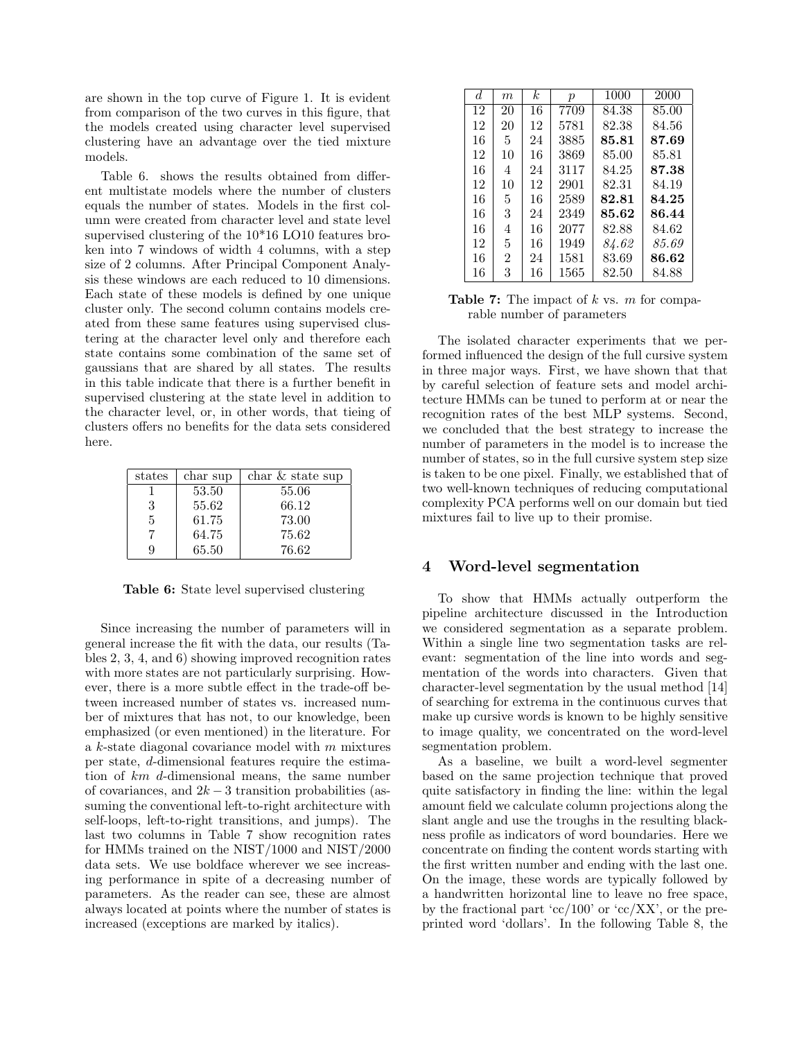are shown in the top curve of Figure 1. It is evident from comparison of the two curves in this figure, that the models created using character level supervised clustering have an advantage over the tied mixture models.

Table 6. shows the results obtained from different multistate models where the number of clusters equals the number of states. Models in the first column were created from character level and state level supervised clustering of the 10*16 LO10 features broken into 7 windows of width 4 columns, with a step size of 2 columns. After Principal Component Analysis these windows are each reduced to 10 dimensions. Each state of these models is defined by one unique cluster only. The second column contains models created from these same features using supervised clustering at the character level only and therefore each state contains some combination of the same set of gaussians that are shared by all states. The results in this table indicate that there is a further benefit in supervised clustering at the state level in addition to the character level, or, in other words, that tieing of clusters offers no benefits for the data sets considered here.

| states | char sup | char & state sup |
|---|---|---|
| 1 | 53.50 | 55.06 |
| 3 | 55.62 | 66.12 |
| 5 | 61.75 | 73.00 |
| 7 | 64.75 | 75.62 |
| 9 | 65.50 | 76.62 |

**Table 6:** State level supervised clustering

Since increasing the number of parameters will in general increase the fit with the data, our results (Tables 2, 3, 4, and 6) showing improved recognition rates with more states are not particularly surprising. However, there is a more subtle effect in the trade-off between increased number of states vs. increased number of mixtures that has not, to our knowledge, been emphasized (or even mentioned) in the literature. For a $k$-state diagonal covariance model with $m$ mixtures per state, $d$-dimensional features require the estimation of $km$ $d$-dimensional means, the same number of covariances, and $2k-3$ transition probabilities (assuming the conventional left-to-right architecture with self-loops, left-to-right transitions, and jumps). The last two columns in Table 7 show recognition rates for HMMs trained on the NIST/1000 and NIST/2000 data sets. We use boldface wherever we see increasing performance in spite of a decreasing number of parameters. As the reader can see, these are almost always located at points where the number of states is increased (exceptions are marked by italics).

| $d$ | $m$ | $k$ | $p$ | 1000 | 2000 |
|---|---|---|---|---|---|
| 12 | 20 | 16 | 7709 | 84.38 | 85.00 |
| 12 | 20 | 12 | 5781 | 82.38 | 84.56 |
| 16 | 5 | 24 | 3885 | **85.81** | **87.69** |
| 12 | 10 | 16 | 3869 | 85.00 | 85.81 |
| 16 | 4 | 24 | 3117 | 84.25 | **87.38** |
| 12 | 10 | 12 | 2901 | 82.31 | 84.19 |
| 16 | 5 | 16 | 2589 | **82.81** | **84.25** |
| 16 | 3 | 24 | 2349 | **85.62** | **86.44** |
| 16 | 4 | 16 | 2077 | 82.88 | 84.62 |
| 12 | 5 | 16 | 1949 | *84.62* | *85.69* |
| 16 | 2 | 24 | 1581 | 83.69 | **86.62** |
| 16 | 3 | 16 | 1565 | 82.50 | 84.88 |

**Table 7:** The impact of $k$ vs. $m$ for comparable number of parameters

The isolated character experiments that we performed influenced the design of the full cursive system in three major ways. First, we have shown that that by careful selection of feature sets and model architecture HMMs can be tuned to perform at or near the recognition rates of the best MLP systems. Second, we concluded that the best strategy to increase the number of parameters in the model is to increase the number of states, so in the full cursive system step size is taken to be one pixel. Finally, we established that of two well-known techniques of reducing computational complexity PCA performs well on our domain but tied mixtures fail to live up to their promise.

## 4 Word-level segmentation

To show that HMMs actually outperform the pipeline architecture discussed in the Introduction we considered segmentation as a separate problem. Within a single line two segmentation tasks are relevant: segmentation of the line into words and segmentation of the words into characters. Given that character-level segmentation by the usual method [14] of searching for extrema in the continuous curves that make up cursive words is known to be highly sensitive to image quality, we concentrated on the word-level segmentation problem.

As a baseline, we built a word-level segmenter based on the same projection technique that proved quite satisfactory in finding the line: within the legal amount field we calculate column projections along the slant angle and use the troughs in the resulting blackness profile as indicators of word boundaries. Here we concentrate on finding the content words starting with the first written number and ending with the last one. On the image, these words are typically followed by a handwritten horizontal line to leave no free space, by the fractional part 'cc/100' or 'cc/XX', or the preprinted word 'dollars'. In the following Table 8, the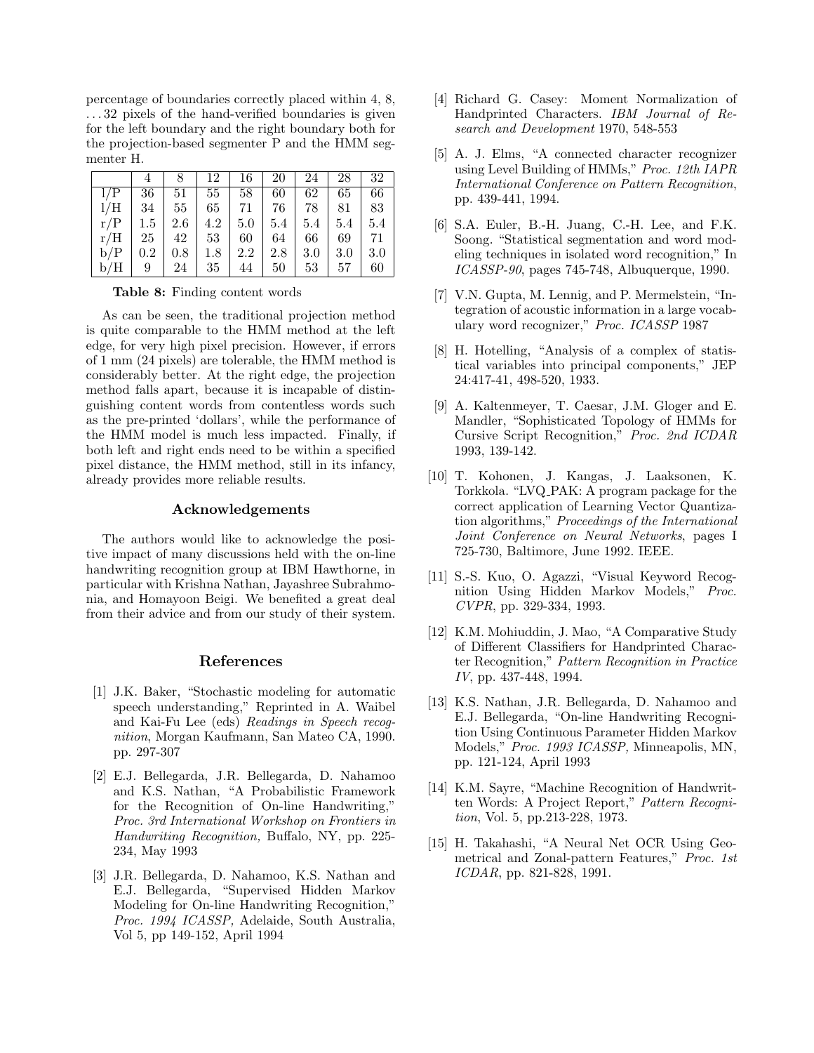percentage of boundaries correctly placed within 4, 8, …32 pixels of the hand-verified boundaries is given for the left boundary and the right boundary both for the projection-based segmenter P and the HMM segmenter H.

| | 4 | 8 | 12 | 16 | 20 | 24 | 28 | 32 |
|---|---|---|---|---|---|---|---|---|
| l/P | 36 | 51 | 55 | 58 | 60 | 62 | 65 | 66 |
| l/H | 34 | 55 | 65 | 71 | 76 | 78 | 81 | 83 |
| r/P | 1.5 | 2.6 | 4.2 | 5.0 | 5.4 | 5.4 | 5.4 | 5.4 |
| r/H | 25 | 42 | 53 | 60 | 64 | 66 | 69 | 71 |
| b/P | 0.2 | 0.8 | 1.8 | 2.2 | 2.8 | 3.0 | 3.0 | 3.0 |
| b/H | 9 | 24 | 35 | 44 | 50 | 53 | 57 | 60 |

**Table 8:** Finding content words

As can be seen, the traditional projection method is quite comparable to the HMM method at the left edge, for very high pixel precision. However, if errors of 1 mm (24 pixels) are tolerable, the HMM method is considerably better. At the right edge, the projection method falls apart, because it is incapable of distinguishing content words from contentless words such as the pre-printed 'dollars', while the performance of the HMM model is much less impacted. Finally, if both left and right ends need to be within a specified pixel distance, the HMM method, still in its infancy, already provides more reliable results.

## Acknowledgements

The authors would like to acknowledge the positive impact of many discussions held with the on-line handwriting recognition group at IBM Hawthorne, in particular with Krishna Nathan, Jayashree Subrahmonia, and Homayoon Beigi. We benefited a great deal from their advice and from our study of their system.

## References

[1] J.K. Baker, "Stochastic modeling for automatic speech understanding," Reprinted in A. Waibel and Kai-Fu Lee (eds) *Readings in Speech recognition*, Morgan Kaufmann, San Mateo CA, 1990. pp. 297-307

[2] E.J. Bellegarda, J.R. Bellegarda, D. Nahamoo and K.S. Nathan, "A Probabilistic Framework for the Recognition of On-line Handwriting," *Proc. 3rd International Workshop on Frontiers in Handwriting Recognition,* Buffalo, NY, pp. 225-234, May 1993

[3] J.R. Bellegarda, D. Nahamoo, K.S. Nathan and E.J. Bellegarda, "Supervised Hidden Markov Modeling for On-line Handwriting Recognition," *Proc. 1994 ICASSP,* Adelaide, South Australia, Vol 5, pp 149-152, April 1994

[4] Richard G. Casey: Moment Normalization of Handprinted Characters. *IBM Journal of Research and Development* 1970, 548-553

[5] A. J. Elms, "A connected character recognizer using Level Building of HMMs," *Proc. 12th IAPR International Conference on Pattern Recognition*, pp. 439-441, 1994.

[6] S.A. Euler, B.-H. Juang, C.-H. Lee, and F.K. Soong. "Statistical segmentation and word modeling techniques in isolated word recognition," In *ICASSP-90*, pages 745-748, Albuquerque, 1990.

[7] V.N. Gupta, M. Lennig, and P. Mermelstein, "Integration of acoustic information in a large vocabulary word recognizer," *Proc. ICASSP* 1987

[8] H. Hotelling, "Analysis of a complex of statistical variables into principal components," JEP 24:417-41, 498-520, 1933.

[9] A. Kaltenmeyer, T. Caesar, J.M. Gloger and E. Mandler, "Sophisticated Topology of HMMs for Cursive Script Recognition," *Proc. 2nd ICDAR* 1993, 139-142.

[10] T. Kohonen, J. Kangas, J. Laaksonen, K. Torkkola. "LVQ_PAK: A program package for the correct application of Learning Vector Quantization algorithms," *Proceedings of the International Joint Conference on Neural Networks*, pages I 725-730, Baltimore, June 1992. IEEE.

[11] S.-S. Kuo, O. Agazzi, "Visual Keyword Recognition Using Hidden Markov Models," *Proc. CVPR*, pp. 329-334, 1993.

[12] K.M. Mohiuddin, J. Mao, "A Comparative Study of Different Classifiers for Handprinted Character Recognition," *Pattern Recognition in Practice IV*, pp. 437-448, 1994.

[13] K.S. Nathan, J.R. Bellegarda, D. Nahamoo and E.J. Bellegarda, "On-line Handwriting Recognition Using Continuous Parameter Hidden Markov Models," *Proc. 1993 ICASSP,* Minneapolis, MN, pp. 121-124, April 1993

[14] K.M. Sayre, "Machine Recognition of Handwritten Words: A Project Report," *Pattern Recognition*, Vol. 5, pp.213-228, 1973.

[15] H. Takahashi, "A Neural Net OCR Using Geometrical and Zonal-pattern Features," *Proc. 1st ICDAR*, pp. 821-828, 1991.